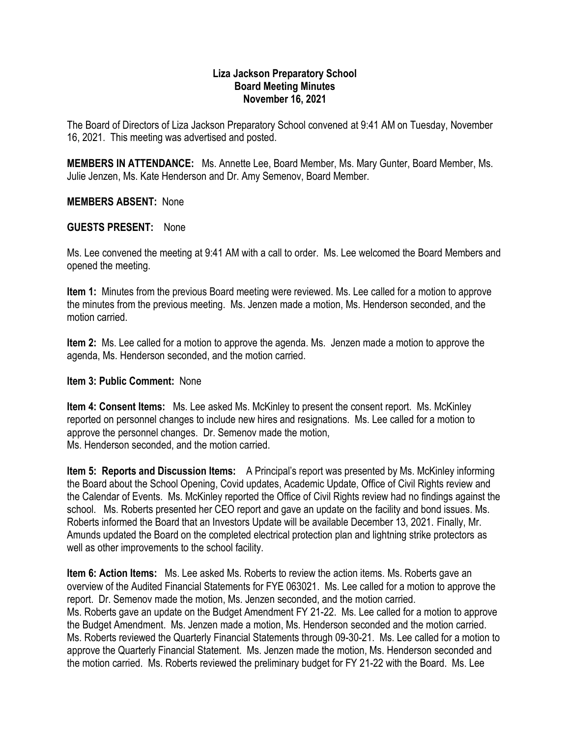**Liza Jackson Preparatory School**
**Board Meeting Minutes**
**November 16, 2021**

The Board of Directors of Liza Jackson Preparatory School convened at 9:41 AM on Tuesday, November 16, 2021. This meeting was advertised and posted.

**MEMBERS IN ATTENDANCE:** Ms. Annette Lee, Board Member, Ms. Mary Gunter, Board Member, Ms. Julie Jenzen, Ms. Kate Henderson and Dr. Amy Semenov, Board Member.

**MEMBERS ABSENT:** None

**GUESTS PRESENT:** None

Ms. Lee convened the meeting at 9:41 AM with a call to order. Ms. Lee welcomed the Board Members and opened the meeting.

**Item 1:** Minutes from the previous Board meeting were reviewed. Ms. Lee called for a motion to approve the minutes from the previous meeting. Ms. Jenzen made a motion, Ms. Henderson seconded, and the motion carried.

**Item 2:** Ms. Lee called for a motion to approve the agenda. Ms. Jenzen made a motion to approve the agenda, Ms. Henderson seconded, and the motion carried.

**Item 3: Public Comment:** None

**Item 4: Consent Items:** Ms. Lee asked Ms. McKinley to present the consent report. Ms. McKinley reported on personnel changes to include new hires and resignations. Ms. Lee called for a motion to approve the personnel changes. Dr. Semenov made the motion,
Ms. Henderson seconded, and the motion carried.

**Item 5: Reports and Discussion Items:** A Principal's report was presented by Ms. McKinley informing the Board about the School Opening, Covid updates, Academic Update, Office of Civil Rights review and the Calendar of Events. Ms. McKinley reported the Office of Civil Rights review had no findings against the school. Ms. Roberts presented her CEO report and gave an update on the facility and bond issues. Ms. Roberts informed the Board that an Investors Update will be available December 13, 2021. Finally, Mr. Amunds updated the Board on the completed electrical protection plan and lightning strike protectors as well as other improvements to the school facility.

**Item 6: Action Items:** Ms. Lee asked Ms. Roberts to review the action items. Ms. Roberts gave an overview of the Audited Financial Statements for FYE 063021. Ms. Lee called for a motion to approve the report. Dr. Semenov made the motion, Ms. Jenzen seconded, and the motion carried.
Ms. Roberts gave an update on the Budget Amendment FY 21-22. Ms. Lee called for a motion to approve the Budget Amendment. Ms. Jenzen made a motion, Ms. Henderson seconded and the motion carried.
Ms. Roberts reviewed the Quarterly Financial Statements through 09-30-21. Ms. Lee called for a motion to approve the Quarterly Financial Statement. Ms. Jenzen made the motion, Ms. Henderson seconded and the motion carried. Ms. Roberts reviewed the preliminary budget for FY 21-22 with the Board. Ms. Lee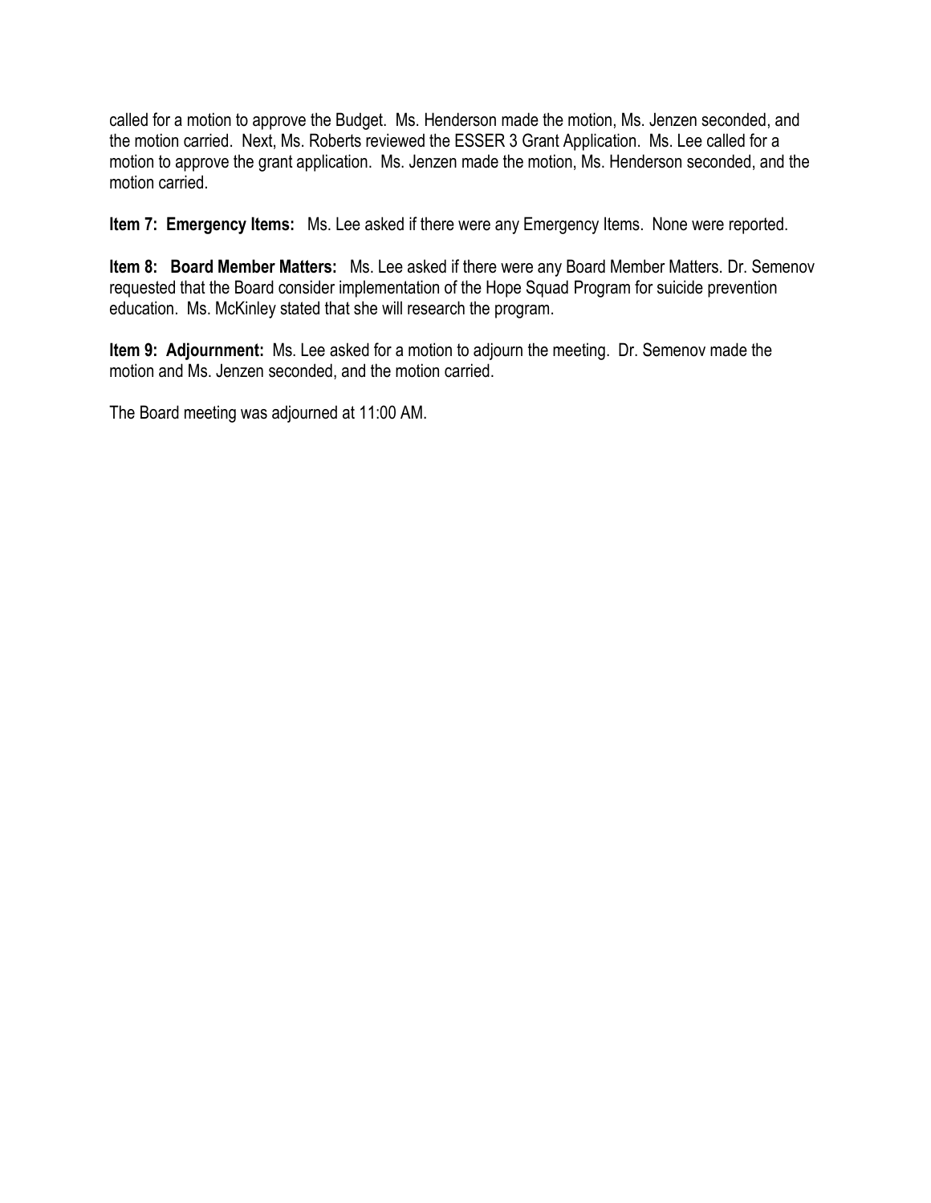called for a motion to approve the Budget. Ms. Henderson made the motion, Ms. Jenzen seconded, and the motion carried. Next, Ms. Roberts reviewed the ESSER 3 Grant Application. Ms. Lee called for a motion to approve the grant application. Ms. Jenzen made the motion, Ms. Henderson seconded, and the motion carried.

**Item 7: Emergency Items:** Ms. Lee asked if there were any Emergency Items. None were reported.

**Item 8: Board Member Matters:** Ms. Lee asked if there were any Board Member Matters. Dr. Semenov requested that the Board consider implementation of the Hope Squad Program for suicide prevention education. Ms. McKinley stated that she will research the program.

**Item 9: Adjournment:** Ms. Lee asked for a motion to adjourn the meeting. Dr. Semenov made the motion and Ms. Jenzen seconded, and the motion carried.

The Board meeting was adjourned at 11:00 AM.